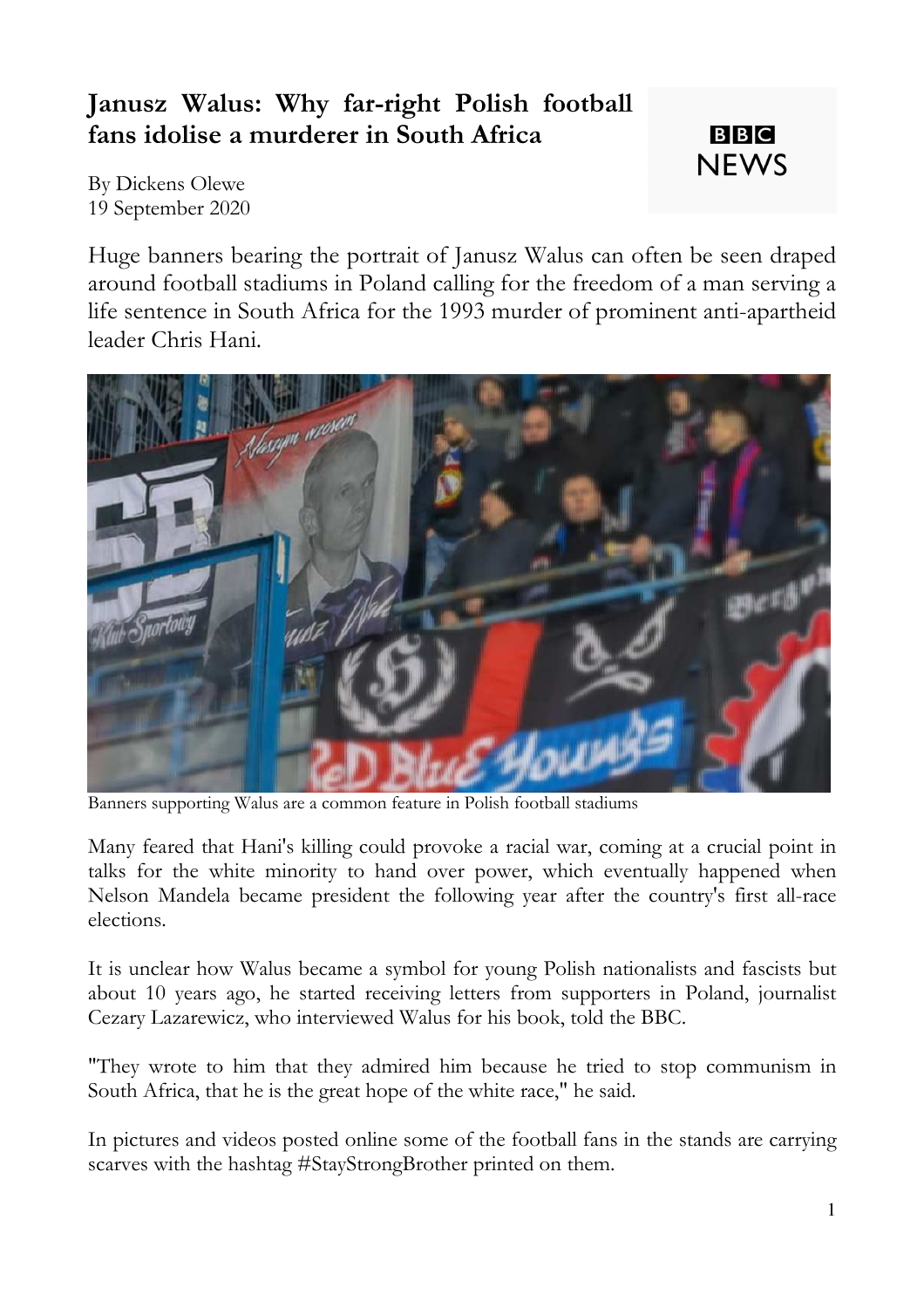# Janusz Walus: Why far-right Polish football fans idolise a murderer in South Africa

BBC NEWS

By Dickens Olewe
19 September 2020

Huge banners bearing the portrait of Janusz Walus can often be seen draped around football stadiums in Poland calling for the freedom of a man serving a life sentence in South Africa for the 1993 murder of prominent anti-apartheid leader Chris Hani.

Banners supporting Walus are a common feature in Polish football stadiums

Many feared that Hani's killing could provoke a racial war, coming at a crucial point in talks for the white minority to hand over power, which eventually happened when Nelson Mandela became president the following year after the country's first all-race elections.

It is unclear how Walus became a symbol for young Polish nationalists and fascists but about 10 years ago, he started receiving letters from supporters in Poland, journalist Cezary Lazarewicz, who interviewed Walus for his book, told the BBC.

"They wrote to him that they admired him because he tried to stop communism in South Africa, that he is the great hope of the white race," he said.

In pictures and videos posted online some of the football fans in the stands are carrying scarves with the hashtag #StayStrongBrother printed on them.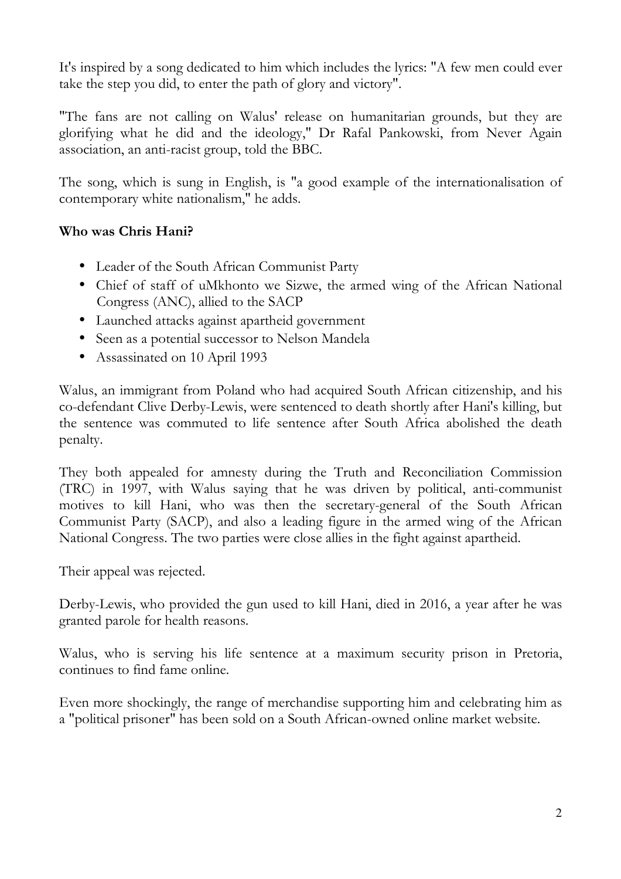It's inspired by a song dedicated to him which includes the lyrics: "A few men could ever take the step you did, to enter the path of glory and victory".

"The fans are not calling on Walus' release on humanitarian grounds, but they are glorifying what he did and the ideology," Dr Rafal Pankowski, from Never Again association, an anti-racist group, told the BBC.

The song, which is sung in English, is "a good example of the internationalisation of contemporary white nationalism," he adds.

**Who was Chris Hani?**

- Leader of the South African Communist Party
- Chief of staff of uMkhonto we Sizwe, the armed wing of the African National Congress (ANC), allied to the SACP
- Launched attacks against apartheid government
- Seen as a potential successor to Nelson Mandela
- Assassinated on 10 April 1993

Walus, an immigrant from Poland who had acquired South African citizenship, and his co-defendant Clive Derby-Lewis, were sentenced to death shortly after Hani's killing, but the sentence was commuted to life sentence after South Africa abolished the death penalty.

They both appealed for amnesty during the Truth and Reconciliation Commission (TRC) in 1997, with Walus saying that he was driven by political, anti-communist motives to kill Hani, who was then the secretary-general of the South African Communist Party (SACP), and also a leading figure in the armed wing of the African National Congress. The two parties were close allies in the fight against apartheid.

Their appeal was rejected.

Derby-Lewis, who provided the gun used to kill Hani, died in 2016, a year after he was granted parole for health reasons.

Walus, who is serving his life sentence at a maximum security prison in Pretoria, continues to find fame online.

Even more shockingly, the range of merchandise supporting him and celebrating him as a "political prisoner" has been sold on a South African-owned online market website.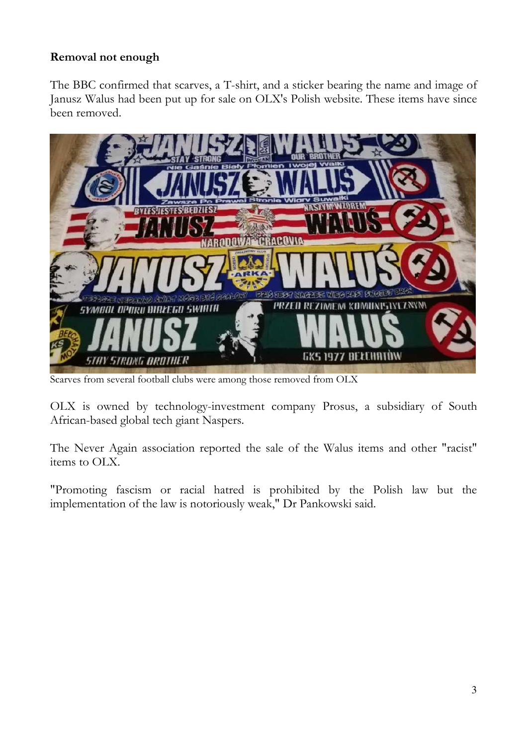**Removal not enough**

The BBC confirmed that scarves, a T-shirt, and a sticker bearing the name and image of Janusz Walus had been put up for sale on OLX's Polish website. These items have since been removed.

Scarves from several football clubs were among those removed from OLX

OLX is owned by technology-investment company Prosus, a subsidiary of South African-based global tech giant Naspers.

The Never Again association reported the sale of the Walus items and other "racist" items to OLX.

"Promoting fascism or racial hatred is prohibited by the Polish law but the implementation of the law is notoriously weak," Dr Pankowski said.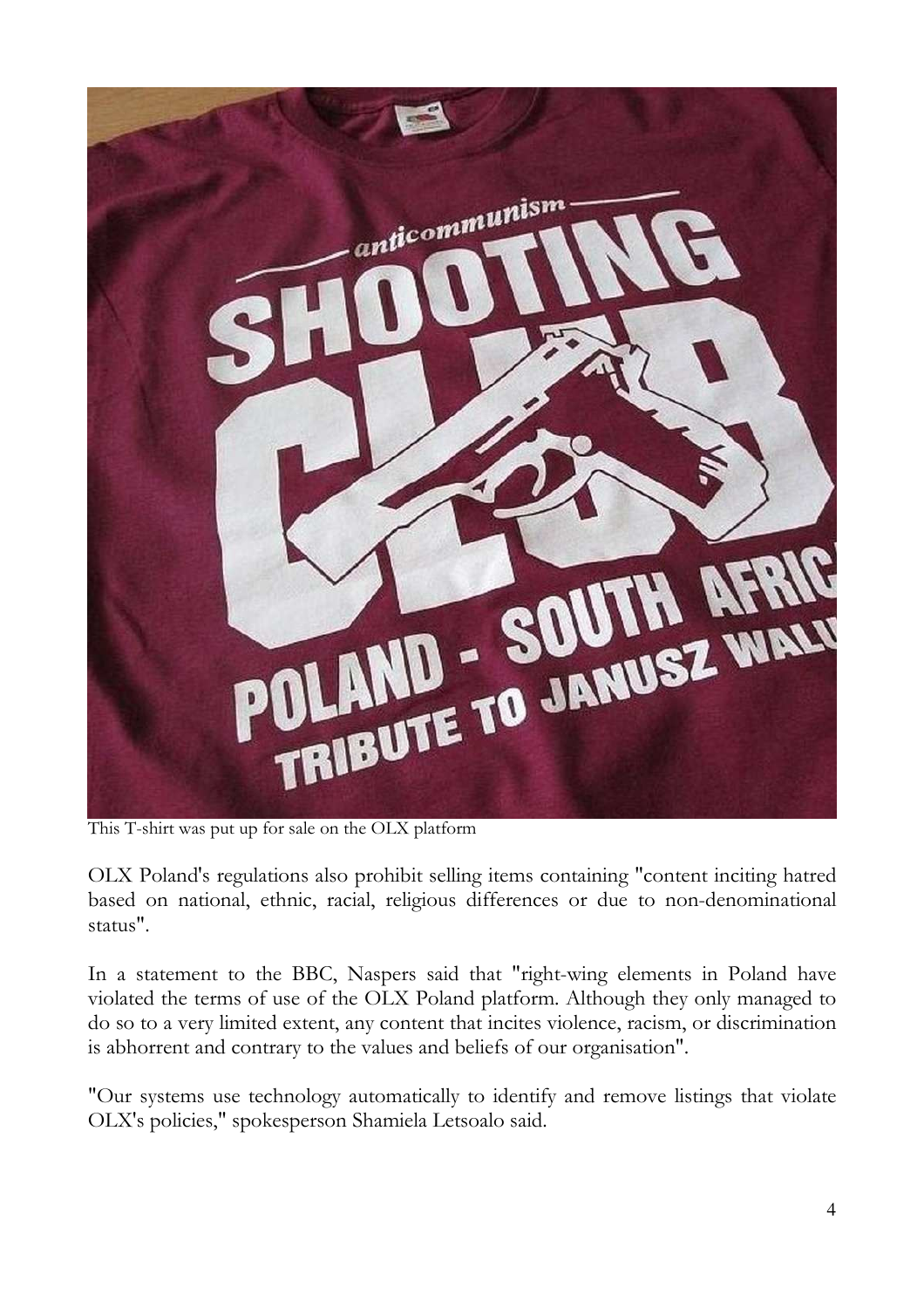This T-shirt was put up for sale on the OLX platform

OLX Poland's regulations also prohibit selling items containing "content inciting hatred based on national, ethnic, racial, religious differences or due to non-denominational status".

In a statement to the BBC, Naspers said that "right-wing elements in Poland have violated the terms of use of the OLX Poland platform. Although they only managed to do so to a very limited extent, any content that incites violence, racism, or discrimination is abhorrent and contrary to the values and beliefs of our organisation".

"Our systems use technology automatically to identify and remove listings that violate OLX's policies," spokesperson Shamiela Letsoalo said.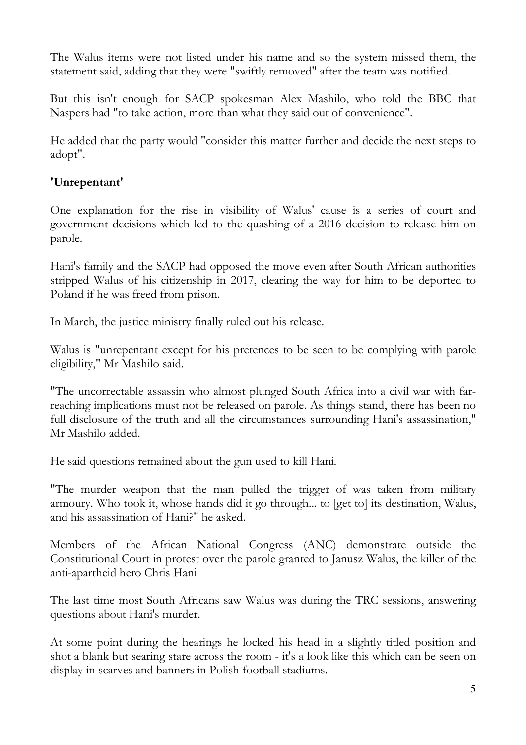The Walus items were not listed under his name and so the system missed them, the statement said, adding that they were "swiftly removed" after the team was notified.

But this isn't enough for SACP spokesman Alex Mashilo, who told the BBC that Naspers had "to take action, more than what they said out of convenience".

He added that the party would "consider this matter further and decide the next steps to adopt".

## 'Unrepentant'

One explanation for the rise in visibility of Walus' cause is a series of court and government decisions which led to the quashing of a 2016 decision to release him on parole.

Hani's family and the SACP had opposed the move even after South African authorities stripped Walus of his citizenship in 2017, clearing the way for him to be deported to Poland if he was freed from prison.

In March, the justice ministry finally ruled out his release.

Walus is "unrepentant except for his pretences to be seen to be complying with parole eligibility," Mr Mashilo said.

"The uncorrectable assassin who almost plunged South Africa into a civil war with far-reaching implications must not be released on parole. As things stand, there has been no full disclosure of the truth and all the circumstances surrounding Hani's assassination," Mr Mashilo added.

He said questions remained about the gun used to kill Hani.

"The murder weapon that the man pulled the trigger of was taken from military armoury. Who took it, whose hands did it go through... to [get to] its destination, Walus, and his assassination of Hani?" he asked.

Members of the African National Congress (ANC) demonstrate outside the Constitutional Court in protest over the parole granted to Janusz Walus, the killer of the anti-apartheid hero Chris Hani

The last time most South Africans saw Walus was during the TRC sessions, answering questions about Hani's murder.

At some point during the hearings he locked his head in a slightly titled position and shot a blank but searing stare across the room - it's a look like this which can be seen on display in scarves and banners in Polish football stadiums.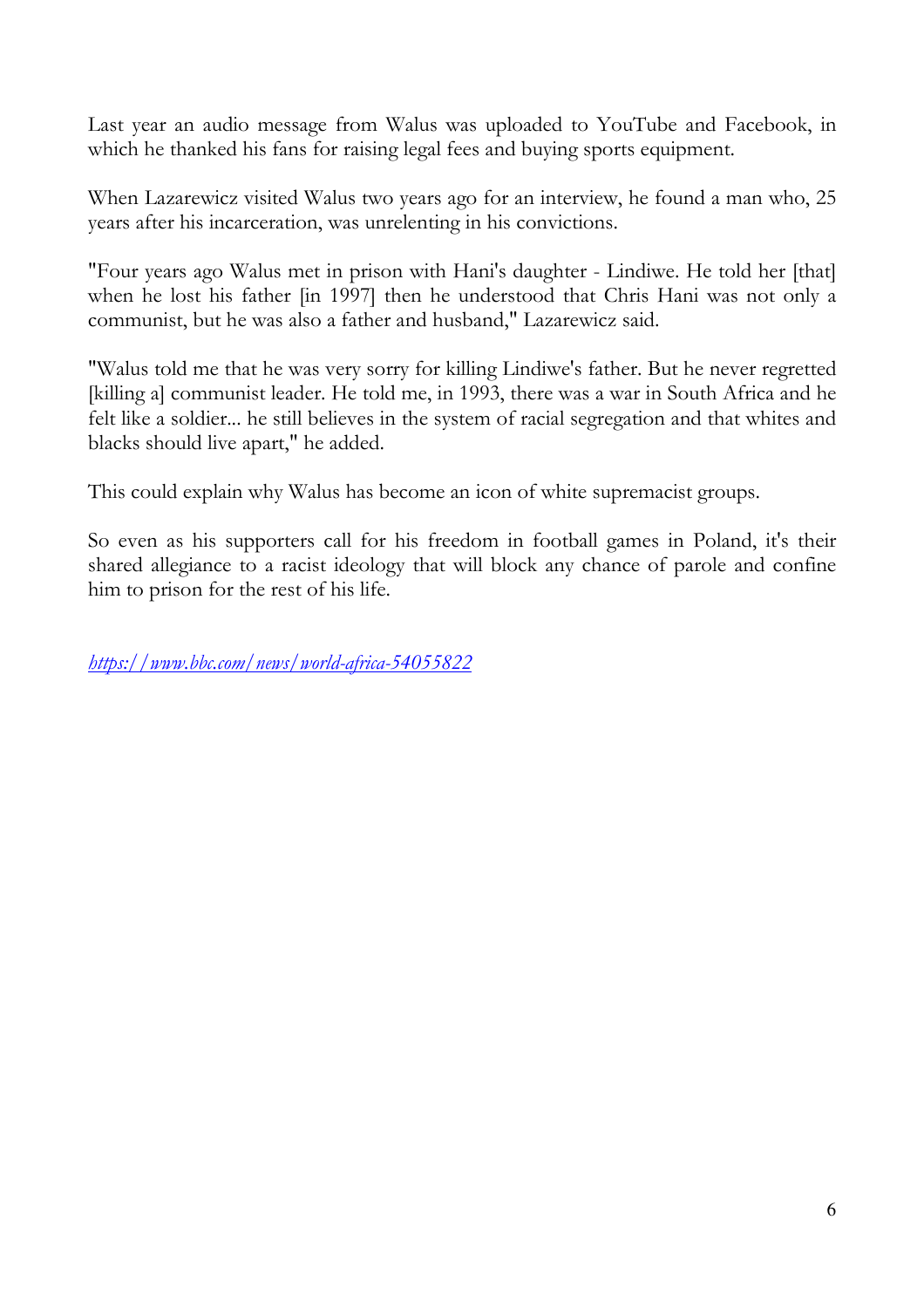Last year an audio message from Walus was uploaded to YouTube and Facebook, in which he thanked his fans for raising legal fees and buying sports equipment.

When Lazarewicz visited Walus two years ago for an interview, he found a man who, 25 years after his incarceration, was unrelenting in his convictions.

"Four years ago Walus met in prison with Hani's daughter - Lindiwe. He told her [that] when he lost his father [in 1997] then he understood that Chris Hani was not only a communist, but he was also a father and husband," Lazarewicz said.

"Walus told me that he was very sorry for killing Lindiwe's father. But he never regretted [killing a] communist leader. He told me, in 1993, there was a war in South Africa and he felt like a soldier... he still believes in the system of racial segregation and that whites and blacks should live apart," he added.

This could explain why Walus has become an icon of white supremacist groups.

So even as his supporters call for his freedom in football games in Poland, it's their shared allegiance to a racist ideology that will block any chance of parole and confine him to prison for the rest of his life.

*https://www.bbc.com/news/world-africa-54055822*